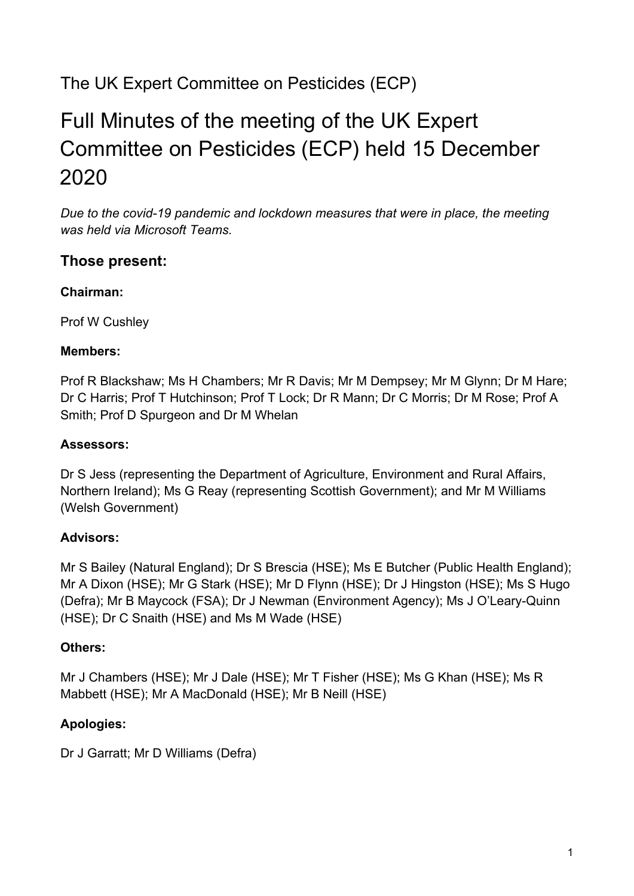The UK Expert Committee on Pesticides (ECP)

# Full Minutes of the meeting of the UK Expert Committee on Pesticides (ECP) held 15 December 2020

*Due to the covid-19 pandemic and lockdown measures that were in place, the meeting was held via Microsoft Teams.*

## Those present:

**Chairman:**

Prof W Cushley

**Members:**

Prof R Blackshaw; Ms H Chambers; Mr R Davis; Mr M Dempsey; Mr M Glynn; Dr M Hare; Dr C Harris; Prof T Hutchinson; Prof T Lock; Dr R Mann; Dr C Morris; Dr M Rose; Prof A Smith; Prof D Spurgeon and Dr M Whelan

**Assessors:**

Dr S Jess (representing the Department of Agriculture, Environment and Rural Affairs, Northern Ireland); Ms G Reay (representing Scottish Government); and Mr M Williams (Welsh Government)

**Advisors:**

Mr S Bailey (Natural England); Dr S Brescia (HSE); Ms E Butcher (Public Health England); Mr A Dixon (HSE); Mr G Stark (HSE); Mr D Flynn (HSE); Dr J Hingston (HSE); Ms S Hugo (Defra); Mr B Maycock (FSA); Dr J Newman (Environment Agency); Ms J O'Leary-Quinn (HSE); Dr C Snaith (HSE) and Ms M Wade (HSE)

**Others:**

Mr J Chambers (HSE); Mr J Dale (HSE); Mr T Fisher (HSE); Ms G Khan (HSE); Ms R Mabbett (HSE); Mr A MacDonald (HSE); Mr B Neill (HSE)

**Apologies:**

Dr J Garratt; Mr D Williams (Defra)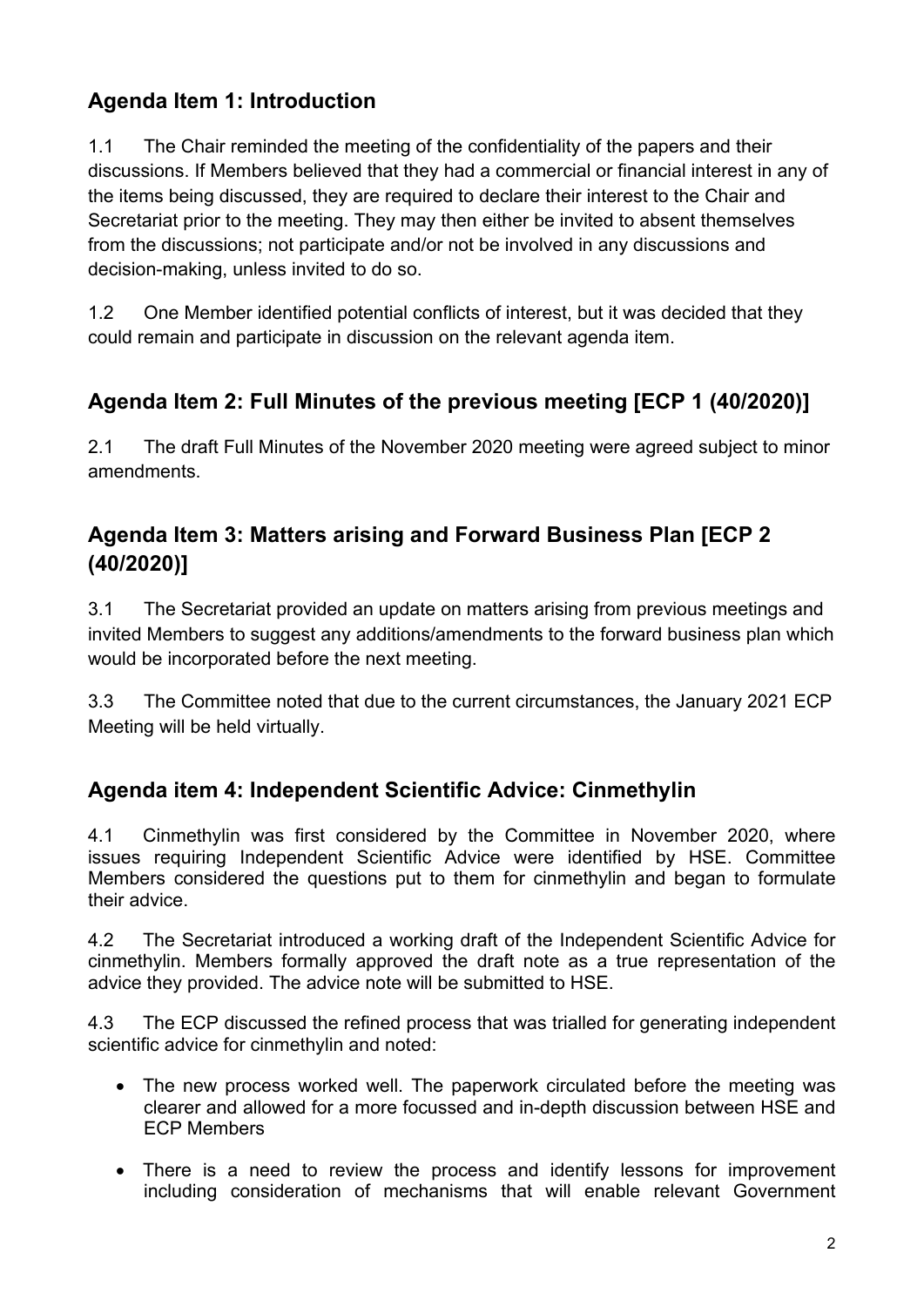## Agenda Item 1: Introduction

1.1 The Chair reminded the meeting of the confidentiality of the papers and their discussions. If Members believed that they had a commercial or financial interest in any of the items being discussed, they are required to declare their interest to the Chair and Secretariat prior to the meeting. They may then either be invited to absent themselves from the discussions; not participate and/or not be involved in any discussions and decision-making, unless invited to do so.

1.2 One Member identified potential conflicts of interest, but it was decided that they could remain and participate in discussion on the relevant agenda item.

## Agenda Item 2: Full Minutes of the previous meeting [ECP 1 (40/2020)]

2.1 The draft Full Minutes of the November 2020 meeting were agreed subject to minor amendments.

## Agenda Item 3: Matters arising and Forward Business Plan [ECP 2 (40/2020)]

3.1 The Secretariat provided an update on matters arising from previous meetings and invited Members to suggest any additions/amendments to the forward business plan which would be incorporated before the next meeting.

3.3 The Committee noted that due to the current circumstances, the January 2021 ECP Meeting will be held virtually.

## Agenda item 4: Independent Scientific Advice: Cinmethylin

4.1 Cinmethylin was first considered by the Committee in November 2020, where issues requiring Independent Scientific Advice were identified by HSE. Committee Members considered the questions put to them for cinmethylin and began to formulate their advice.

4.2 The Secretariat introduced a working draft of the Independent Scientific Advice for cinmethylin. Members formally approved the draft note as a true representation of the advice they provided. The advice note will be submitted to HSE.

4.3 The ECP discussed the refined process that was trialled for generating independent scientific advice for cinmethylin and noted:

- The new process worked well. The paperwork circulated before the meeting was clearer and allowed for a more focussed and in-depth discussion between HSE and ECP Members
- There is a need to review the process and identify lessons for improvement including consideration of mechanisms that will enable relevant Government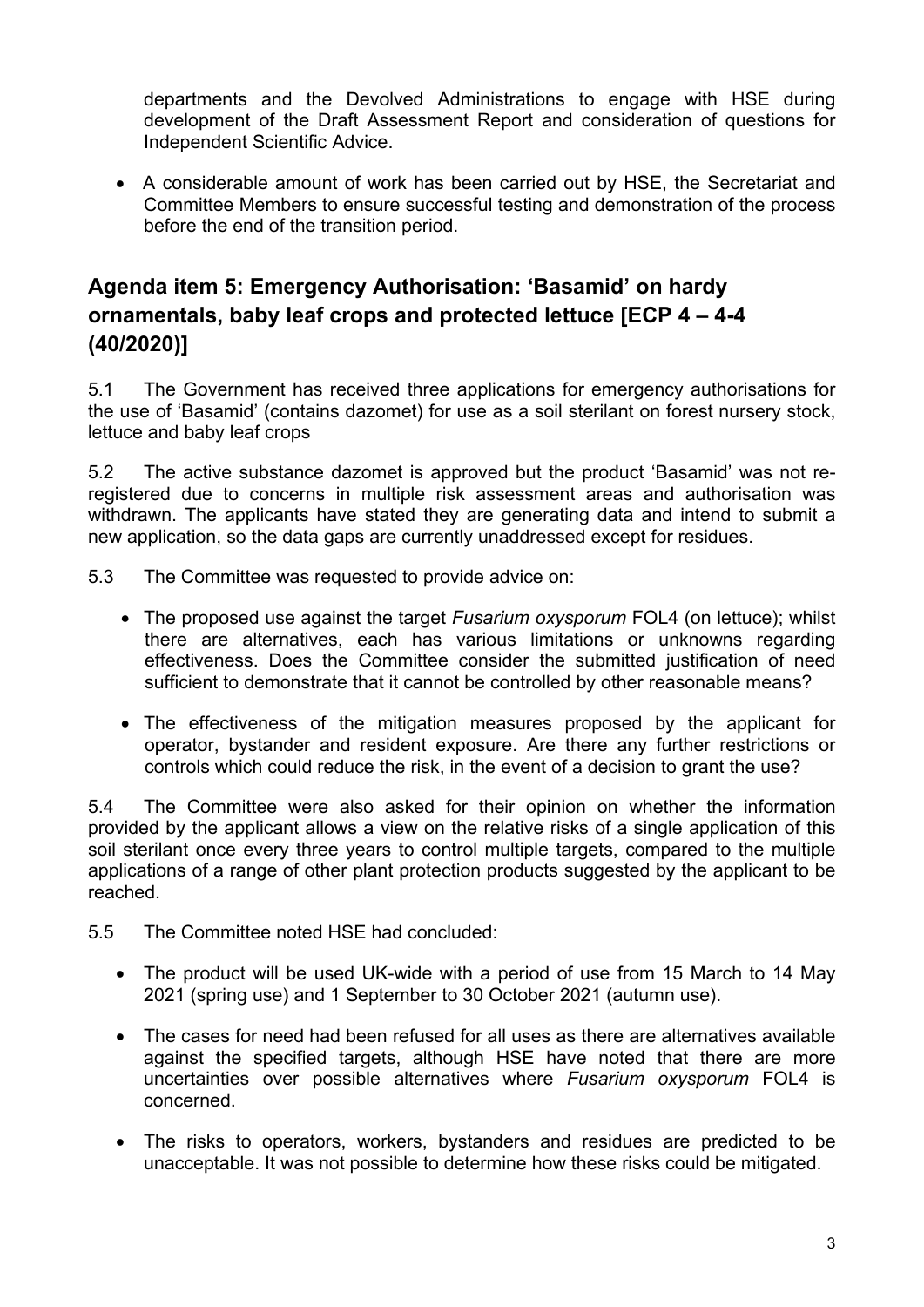departments and the Devolved Administrations to engage with HSE during development of the Draft Assessment Report and consideration of questions for Independent Scientific Advice.

- A considerable amount of work has been carried out by HSE, the Secretariat and Committee Members to ensure successful testing and demonstration of the process before the end of the transition period.

## Agenda item 5: Emergency Authorisation: 'Basamid' on hardy ornamentals, baby leaf crops and protected lettuce [ECP 4 – 4-4 (40/2020)]

5.1 The Government has received three applications for emergency authorisations for the use of 'Basamid' (contains dazomet) for use as a soil sterilant on forest nursery stock, lettuce and baby leaf crops

5.2 The active substance dazomet is approved but the product 'Basamid' was not re-registered due to concerns in multiple risk assessment areas and authorisation was withdrawn. The applicants have stated they are generating data and intend to submit a new application, so the data gaps are currently unaddressed except for residues.

5.3 The Committee was requested to provide advice on:

- The proposed use against the target *Fusarium oxysporum* FOL4 (on lettuce); whilst there are alternatives, each has various limitations or unknowns regarding effectiveness. Does the Committee consider the submitted justification of need sufficient to demonstrate that it cannot be controlled by other reasonable means?
- The effectiveness of the mitigation measures proposed by the applicant for operator, bystander and resident exposure. Are there any further restrictions or controls which could reduce the risk, in the event of a decision to grant the use?

5.4 The Committee were also asked for their opinion on whether the information provided by the applicant allows a view on the relative risks of a single application of this soil sterilant once every three years to control multiple targets, compared to the multiple applications of a range of other plant protection products suggested by the applicant to be reached.

5.5 The Committee noted HSE had concluded:

- The product will be used UK-wide with a period of use from 15 March to 14 May 2021 (spring use) and 1 September to 30 October 2021 (autumn use).
- The cases for need had been refused for all uses as there are alternatives available against the specified targets, although HSE have noted that there are more uncertainties over possible alternatives where *Fusarium oxysporum* FOL4 is concerned.
- The risks to operators, workers, bystanders and residues are predicted to be unacceptable. It was not possible to determine how these risks could be mitigated.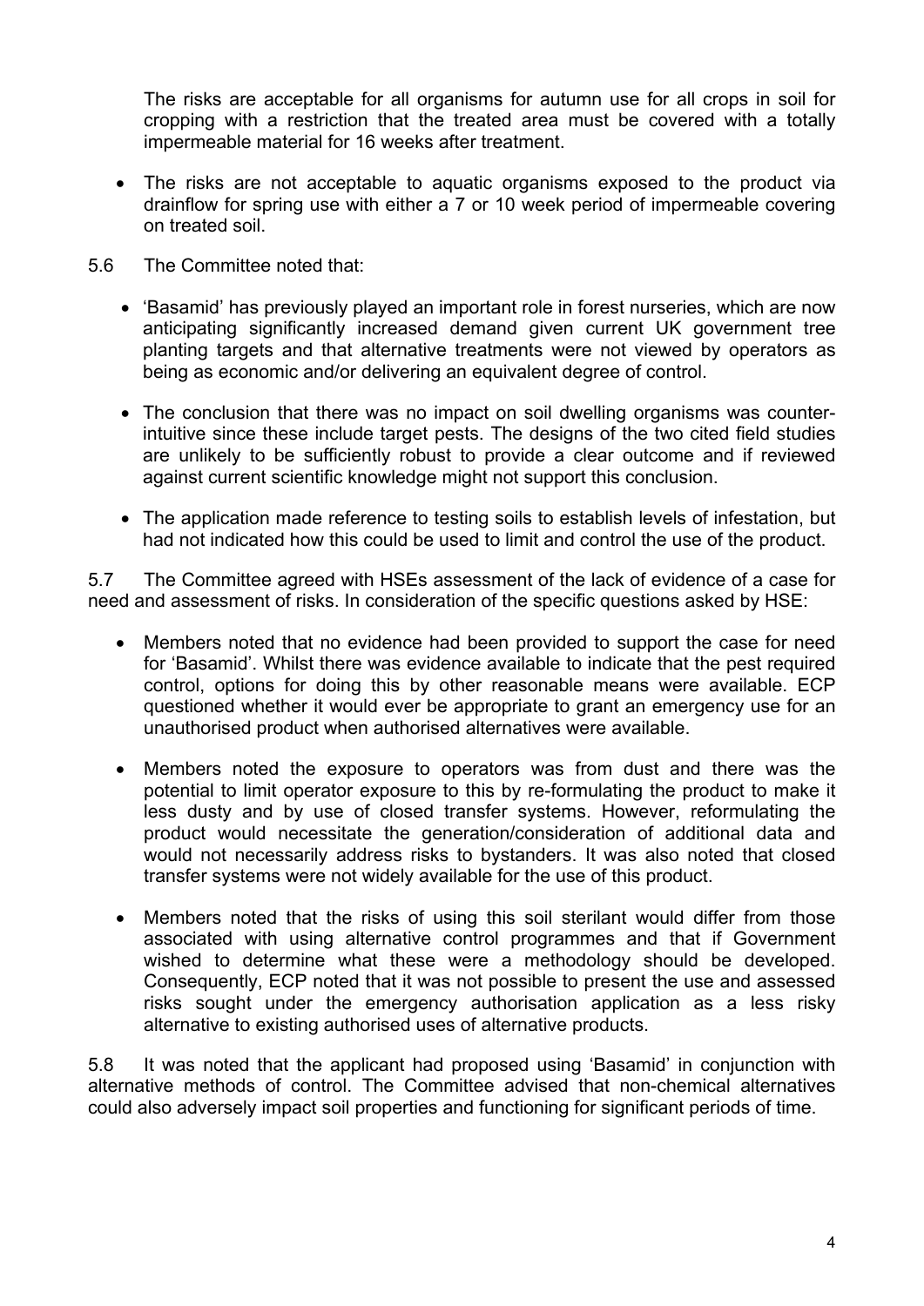The risks are acceptable for all organisms for autumn use for all crops in soil for cropping with a restriction that the treated area must be covered with a totally impermeable material for 16 weeks after treatment.

- The risks are not acceptable to aquatic organisms exposed to the product via drainflow for spring use with either a 7 or 10 week period of impermeable covering on treated soil.

5.6 The Committee noted that:

- 'Basamid' has previously played an important role in forest nurseries, which are now anticipating significantly increased demand given current UK government tree planting targets and that alternative treatments were not viewed by operators as being as economic and/or delivering an equivalent degree of control.

- The conclusion that there was no impact on soil dwelling organisms was counter-intuitive since these include target pests. The designs of the two cited field studies are unlikely to be sufficiently robust to provide a clear outcome and if reviewed against current scientific knowledge might not support this conclusion.

- The application made reference to testing soils to establish levels of infestation, but had not indicated how this could be used to limit and control the use of the product.

5.7 The Committee agreed with HSEs assessment of the lack of evidence of a case for need and assessment of risks. In consideration of the specific questions asked by HSE:

- Members noted that no evidence had been provided to support the case for need for 'Basamid'. Whilst there was evidence available to indicate that the pest required control, options for doing this by other reasonable means were available. ECP questioned whether it would ever be appropriate to grant an emergency use for an unauthorised product when authorised alternatives were available.

- Members noted the exposure to operators was from dust and there was the potential to limit operator exposure to this by re-formulating the product to make it less dusty and by use of closed transfer systems. However, reformulating the product would necessitate the generation/consideration of additional data and would not necessarily address risks to bystanders. It was also noted that closed transfer systems were not widely available for the use of this product.

- Members noted that the risks of using this soil sterilant would differ from those associated with using alternative control programmes and that if Government wished to determine what these were a methodology should be developed. Consequently, ECP noted that it was not possible to present the use and assessed risks sought under the emergency authorisation application as a less risky alternative to existing authorised uses of alternative products.

5.8 It was noted that the applicant had proposed using 'Basamid' in conjunction with alternative methods of control. The Committee advised that non-chemical alternatives could also adversely impact soil properties and functioning for significant periods of time.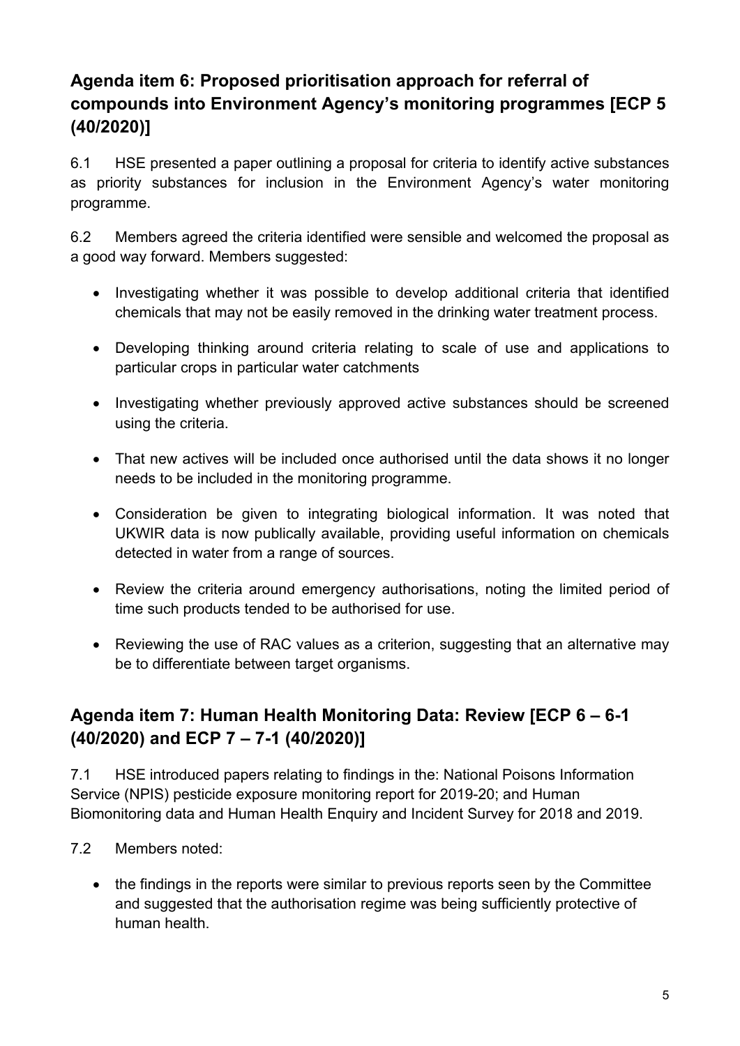## Agenda item 6: Proposed prioritisation approach for referral of compounds into Environment Agency's monitoring programmes [ECP 5 (40/2020)]

6.1 HSE presented a paper outlining a proposal for criteria to identify active substances as priority substances for inclusion in the Environment Agency's water monitoring programme.

6.2 Members agreed the criteria identified were sensible and welcomed the proposal as a good way forward. Members suggested:

- Investigating whether it was possible to develop additional criteria that identified chemicals that may not be easily removed in the drinking water treatment process.
- Developing thinking around criteria relating to scale of use and applications to particular crops in particular water catchments
- Investigating whether previously approved active substances should be screened using the criteria.
- That new actives will be included once authorised until the data shows it no longer needs to be included in the monitoring programme.
- Consideration be given to integrating biological information. It was noted that UKWIR data is now publically available, providing useful information on chemicals detected in water from a range of sources.
- Review the criteria around emergency authorisations, noting the limited period of time such products tended to be authorised for use.
- Reviewing the use of RAC values as a criterion, suggesting that an alternative may be to differentiate between target organisms.

## Agenda item 7: Human Health Monitoring Data: Review [ECP 6 – 6-1 (40/2020) and ECP 7 – 7-1 (40/2020)]

7.1 HSE introduced papers relating to findings in the: National Poisons Information Service (NPIS) pesticide exposure monitoring report for 2019-20; and Human Biomonitoring data and Human Health Enquiry and Incident Survey for 2018 and 2019.

7.2 Members noted:

- the findings in the reports were similar to previous reports seen by the Committee and suggested that the authorisation regime was being sufficiently protective of human health.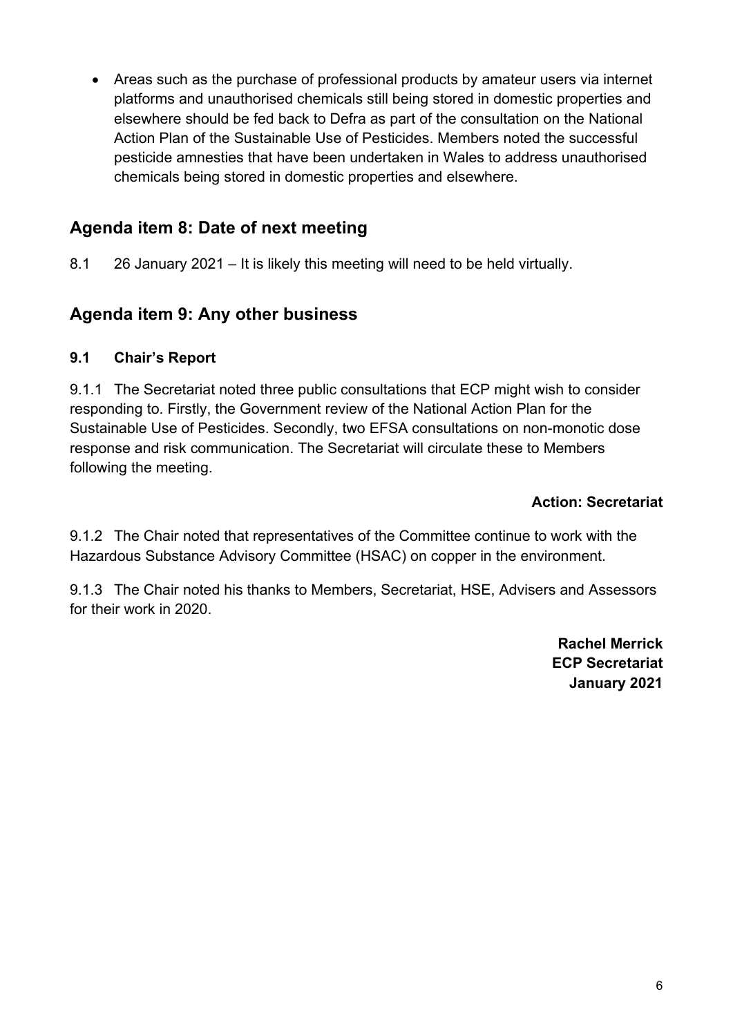- Areas such as the purchase of professional products by amateur users via internet platforms and unauthorised chemicals still being stored in domestic properties and elsewhere should be fed back to Defra as part of the consultation on the National Action Plan of the Sustainable Use of Pesticides. Members noted the successful pesticide amnesties that have been undertaken in Wales to address unauthorised chemicals being stored in domestic properties and elsewhere.

## Agenda item 8: Date of next meeting

8.1 26 January 2021 – It is likely this meeting will need to be held virtually.

## Agenda item 9: Any other business

### 9.1 Chair's Report

9.1.1 The Secretariat noted three public consultations that ECP might wish to consider responding to. Firstly, the Government review of the National Action Plan for the Sustainable Use of Pesticides. Secondly, two EFSA consultations on non-monotic dose response and risk communication. The Secretariat will circulate these to Members following the meeting.

**Action: Secretariat**

9.1.2 The Chair noted that representatives of the Committee continue to work with the Hazardous Substance Advisory Committee (HSAC) on copper in the environment.

9.1.3 The Chair noted his thanks to Members, Secretariat, HSE, Advisers and Assessors for their work in 2020.

**Rachel Merrick**
**ECP Secretariat**
**January 2021**